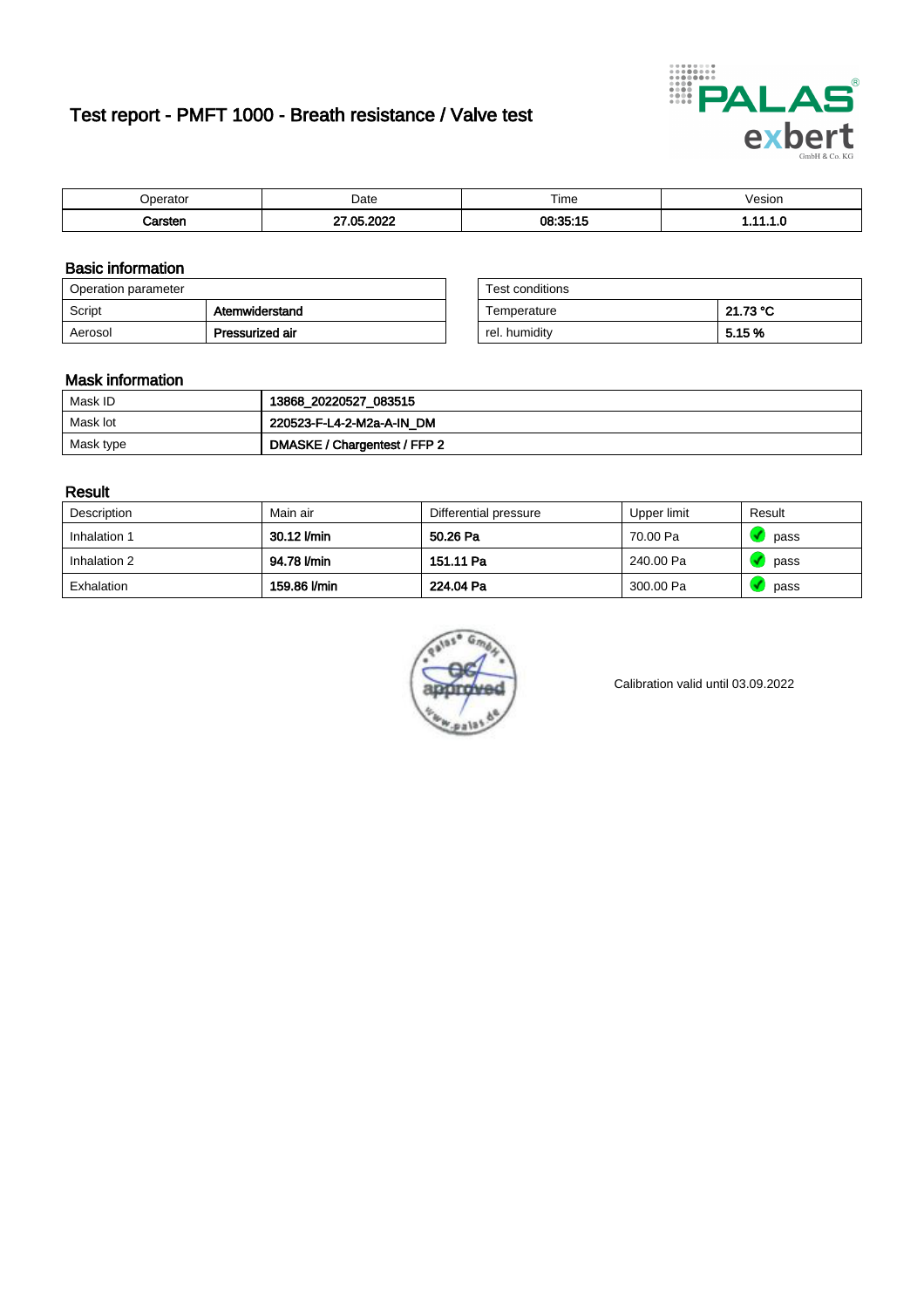# Test report - PMFT 1000 - Breath resistance / Valve test

| Operator | Date | Time | Vesion |
|---|---|---|---|
| **Carsten** | **27.05.2022** | **08:35:15** | **1.11.1.0** |

## Basic information

| Operation parameter | |
|---|---|
| Script | **Atemwiderstand** |
| Aerosol | **Pressurized air** |

| Test conditions | |
|---|---|
| Temperature | **21.73 °C** |
| rel. humidity | **5.15 %** |

## Mask information

| | |
|---|---|
| Mask ID | **13868_20220527_083515** |
| Mask lot | **220523-F-L4-2-M2a-A-IN_DM** |
| Mask type | **DMASKE / Chargentest / FFP 2** |

## Result

| Description | Main air | Differential pressure | Upper limit | Result |
|---|---|---|---|---|
| Inhalation 1 | **30.12 l/min** | **50.26 Pa** | 70.00 Pa | pass |
| Inhalation 2 | **94.78 l/min** | **151.11 Pa** | 240.00 Pa | pass |
| Exhalation | **159.86 l/min** | **224.04 Pa** | 300.00 Pa | pass |

Calibration valid until 03.09.2022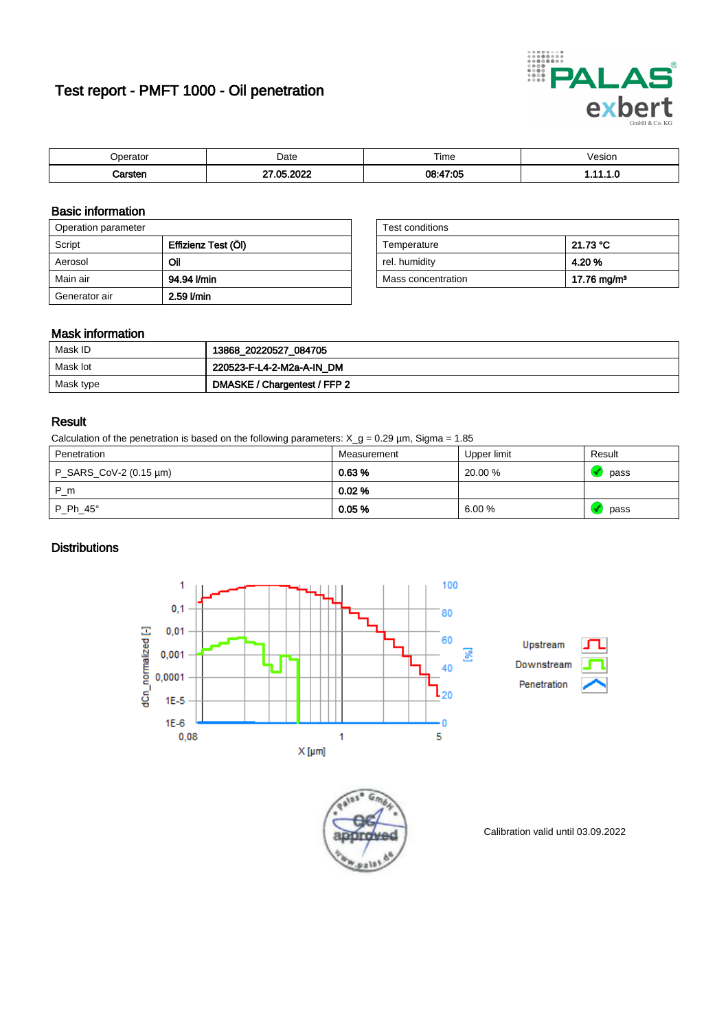# Test report - PMFT 1000 - Oil penetration

| Operator | Date | Time | Vesion |
|---|---|---|---|
| **Carsten** | **27.05.2022** | **08:47:05** | **1.11.1.0** |

## Basic information

| Operation parameter | |
|---|---|
| Script | **Effizienz Test (Öl)** |
| Aerosol | **Oil** |
| Main air | **94.94 l/min** |
| Generator air | **2.59 l/min** |

| Test conditions | |
|---|---|
| Temperature | **21.73 °C** |
| rel. humidity | **4.20 %** |
| Mass concentration | **17.76 mg/m³** |

## Mask information

| | |
|---|---|
| Mask ID | **13868_20220527_084705** |
| Mask lot | **220523-F-L4-2-M2a-A-IN_DM** |
| Mask type | **DMASKE / Chargentest / FFP 2** |

## Result

Calculation of the penetration is based on the following parameters: X_g = 0.29 µm, Sigma = 1.85

| Penetration | Measurement | Upper limit | Result |
|---|---|---|---|
| P_SARS_CoV-2 (0.15 µm) | **0.63 %** | 20.00 % | pass |
| P_m | **0.02 %** | | |
| P_Ph_45° | **0.05 %** | 6.00 % | pass |

## Distributions

dCn_normalized [-]
1
0,1
0,01
0,001
0,0001
1E-5
1E-6
0,08
1
5
X [µm]
[%]
100
80
60
40
20
0
Upstream
Downstream
Penetration

Calibration valid until 03.09.2022